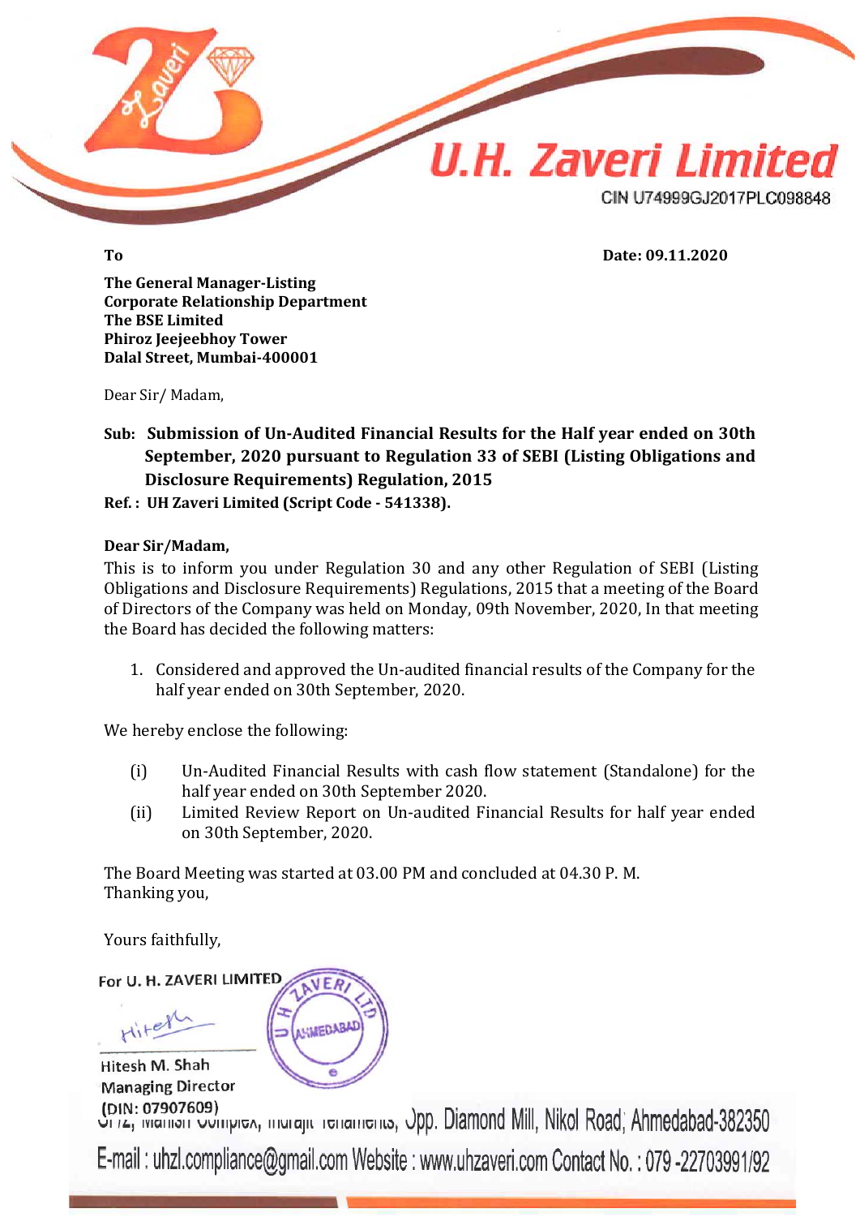# U.H. Zaveri Limited

CIN U74999GJ2017PLC098848

**To** **Date: 09.11.2020**

**The General Manager-Listing**
**Corporate Relationship Department**
**The BSE Limited**
**Phiroz Jeejeebhoy Tower**
**Dalal Street, Mumbai-400001**

Dear Sir/ Madam,

**Sub: Submission of Un-Audited Financial Results for the Half year ended on 30th September, 2020 pursuant to Regulation 33 of SEBI (Listing Obligations and Disclosure Requirements) Regulation, 2015**

**Ref. : UH Zaveri Limited (Script Code - 541338).**

**Dear Sir/Madam,**

This is to inform you under Regulation 30 and any other Regulation of SEBI (Listing Obligations and Disclosure Requirements) Regulations, 2015 that a meeting of the Board of Directors of the Company was held on Monday, 09th November, 2020, In that meeting the Board has decided the following matters:

1. Considered and approved the Un-audited financial results of the Company for the half year ended on 30th September, 2020.

We hereby enclose the following:

(i) Un-Audited Financial Results with cash flow statement (Standalone) for the half year ended on 30th September 2020.

(ii) Limited Review Report on Un-audited Financial Results for half year ended on 30th September, 2020.

The Board Meeting was started at 03.00 PM and concluded at 04.30 P. M.
Thanking you,

Yours faithfully,

For U. H. ZAVERI LIMITED

Hitesh M. Shah
Managing Director
(DIN: 07907609)

S/12, Manish Complex, Indrajit Tenaments, Opp. Diamond Mill, Nikol Road, Ahmedabad-382350
E-mail : uhzl.compliance@gmail.com Website : www.uhzaveri.com Contact No. : 079 -22703991/92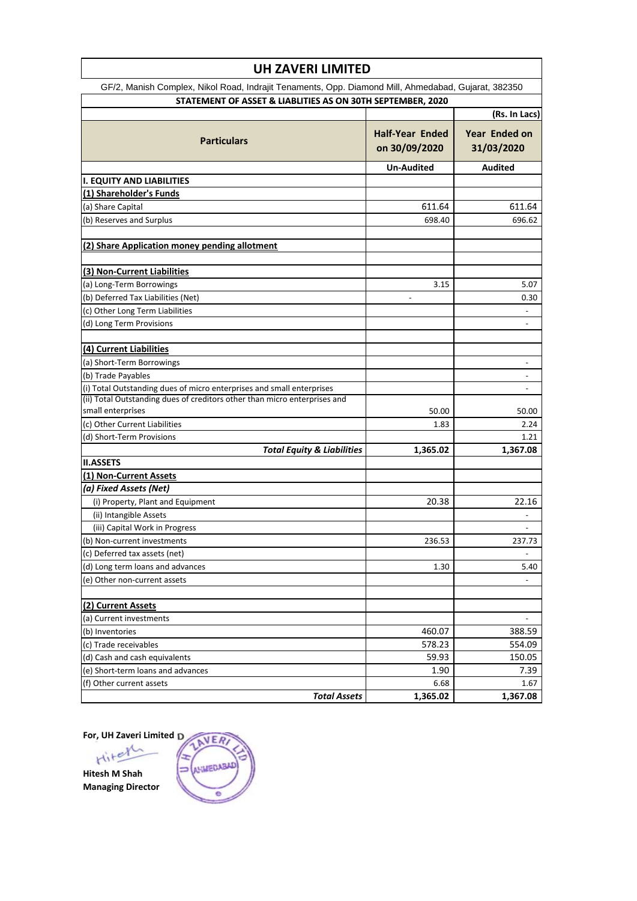# UH ZAVERI LIMITED

GF/2, Manish Complex, Nikol Road, Indrajit Tenaments, Opp. Diamond Mill, Ahmedabad, Gujarat, 382350

**STATEMENT OF ASSET & LIABLITIES AS ON 30TH SEPTEMBER, 2020**

| | | (Rs. In Lacs) |
|---|---|---|
| **Particulars** | **Half-Year Ended on 30/09/2020** | **Year Ended on 31/03/2020** |
| | **Un-Audited** | **Audited** |
| **I. EQUITY AND LIABILITIES** | | |
| **(1) Shareholder's Funds** | | |
| (a) Share Capital | 611.64 | 611.64 |
| (b) Reserves and Surplus | 698.40 | 696.62 |
| | | |
| **(2) Share Application money pending allotment** | | |
| | | |
| **(3) Non-Current Liabilities** | | |
| (a) Long-Term Borrowings | 3.15 | 5.07 |
| (b) Deferred Tax Liabilities (Net) | - | 0.30 |
| (c) Other Long Term Liabilities | | - |
| (d) Long Term Provisions | | - |
| | | |
| **(4) Current Liabilities** | | |
| (a) Short-Term Borrowings | | - |
| (b) Trade Payables | | - |
| (i) Total Outstanding dues of micro enterprises and small enterprises | | - |
| (ii) Total Outstanding dues of creditors other than micro enterprises and small enterprises | 50.00 | 50.00 |
| (c) Other Current Liabilities | 1.83 | 2.24 |
| (d) Short-Term Provisions | | 1.21 |
| ***Total Equity & Liabilities*** | **1,365.02** | **1,367.08** |
| **II.ASSETS** | | |
| **(1) Non-Current Assets** | | |
| ***(a) Fixed Assets (Net)*** | | |
| (i) Property, Plant and Equipment | 20.38 | 22.16 |
| (ii) Intangible Assets | | - |
| (iii) Capital Work in Progress | | - |
| (b) Non-current investments | 236.53 | 237.73 |
| (c) Deferred tax assets (net) | | - |
| (d) Long term loans and advances | 1.30 | 5.40 |
| (e) Other non-current assets | | - |
| | | |
| **(2) Current Assets** | | |
| (a) Current investments | | - |
| (b) Inventories | 460.07 | 388.59 |
| (c) Trade receivables | 578.23 | 554.09 |
| (d) Cash and cash equivalents | 59.93 | 150.05 |
| (e) Short-term loans and advances | 1.90 | 7.39 |
| (f) Other current assets | 6.68 | 1.67 |
| ***Total Assets*** | **1,365.02** | **1,367.08** |

**For, UH Zaveri Limited**

**Hitesh M Shah**
**Managing Director**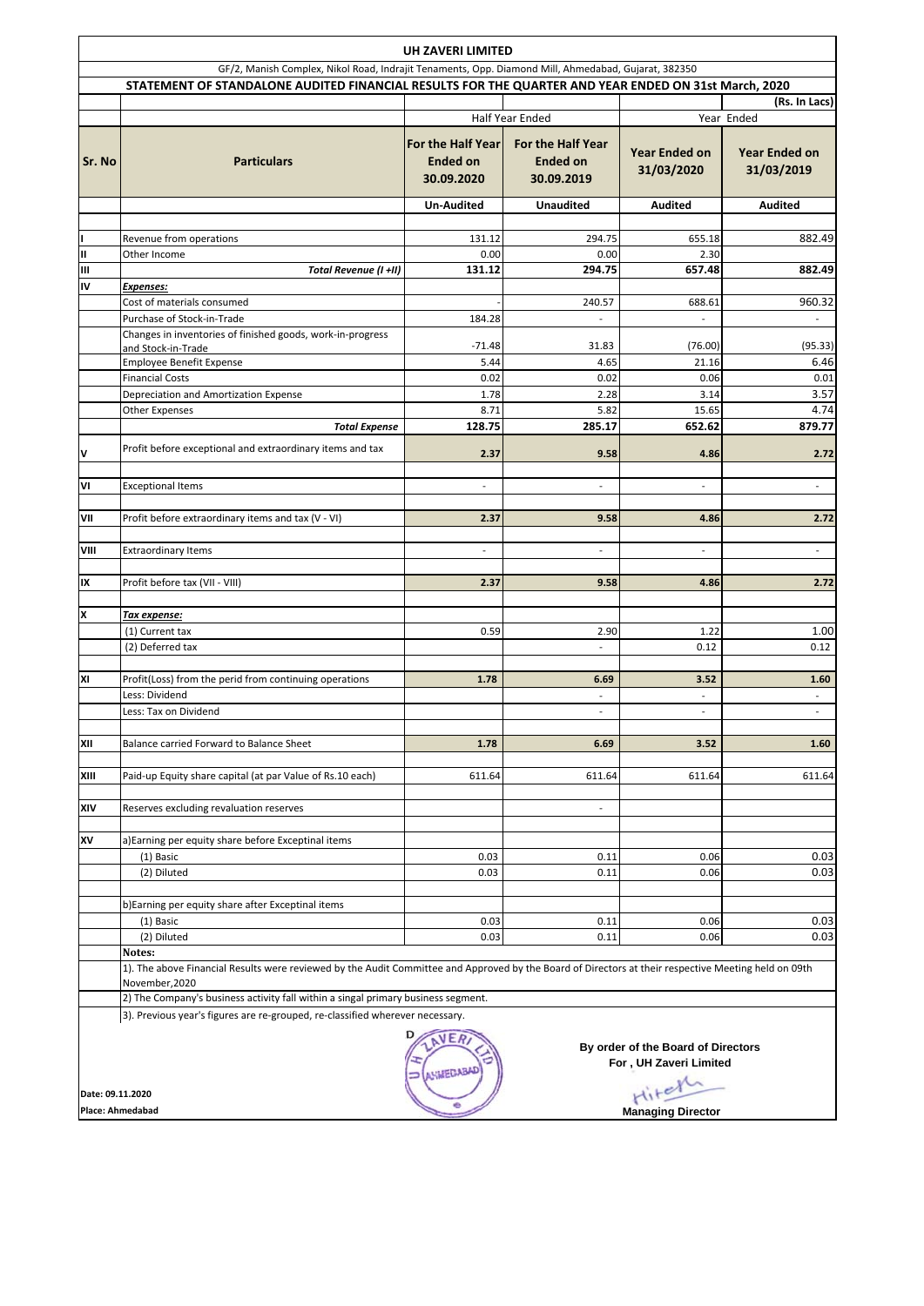# UH ZAVERI LIMITED

GF/2, Manish Complex, Nikol Road, Indrajit Tenaments, Opp. Diamond Mill, Ahmedabad, Gujarat, 382350

## STATEMENT OF STANDALONE AUDITED FINANCIAL RESULTS FOR THE QUARTER AND YEAR ENDED ON 31st March, 2020

(Rs. In Lacs)

| Sr. No | Particulars | Half Year Ended | | Year Ended | |
|---|---|---|---|---|---|
| | | For the Half Year Ended on 30.09.2020 | For the Half Year Ended on 30.09.2019 | Year Ended on 31/03/2020 | Year Ended on 31/03/2019 |
| | | Un-Audited | Unaudited | Audited | Audited |
| I | Revenue from operations | 131.12 | 294.75 | 655.18 | 882.49 |
| II | Other Income | 0.00 | 0.00 | 2.30 | |
| III | ***Total Revenue (I +II)*** | **131.12** | **294.75** | **657.48** | **882.49** |
| IV | ***Expenses:*** | | | | |
| | Cost of materials consumed | - | 240.57 | 688.61 | 960.32 |
| | Purchase of Stock-in-Trade | 184.28 | - | - | - |
| | Changes in inventories of finished goods, work-in-progress and Stock-in-Trade | -71.48 | 31.83 | (76.00) | (95.33) |
| | Employee Benefit Expense | 5.44 | 4.65 | 21.16 | 6.46 |
| | Financial Costs | 0.02 | 0.02 | 0.06 | 0.01 |
| | Depreciation and Amortization Expense | 1.78 | 2.28 | 3.14 | 3.57 |
| | Other Expenses | 8.71 | 5.82 | 15.65 | 4.74 |
| | ***Total Expense*** | **128.75** | **285.17** | **652.62** | **879.77** |
| V | Profit before exceptional and extraordinary items and tax | **2.37** | **9.58** | **4.86** | **2.72** |
| VI | Exceptional Items | - | - | - | - |
| VII | Profit before extraordinary items and tax (V - VI) | **2.37** | **9.58** | **4.86** | **2.72** |
| VIII | Extraordinary Items | - | - | - | - |
| IX | Profit before tax (VII - VIII) | **2.37** | **9.58** | **4.86** | **2.72** |
| X | ***Tax expense:*** | | | | |
| | (1) Current tax | 0.59 | 2.90 | 1.22 | 1.00 |
| | (2) Deferred tax | | - | 0.12 | 0.12 |
| XI | Profit(Loss) from the perid from continuing operations | **1.78** | **6.69** | **3.52** | **1.60** |
| | Less: Dividend | | - | - | - |
| | Less: Tax on Dividend | | - | - | - |
| XII | Balance carried Forward to Balance Sheet | **1.78** | **6.69** | **3.52** | **1.60** |
| XIII | Paid-up Equity share capital (at par Value of Rs.10 each) | 611.64 | 611.64 | 611.64 | 611.64 |
| XIV | Reserves excluding revaluation reserves | | - | | |
| XV | a)Earning per equity share before Exceptional items | | | | |
| | (1) Basic | 0.03 | 0.11 | 0.06 | 0.03 |
| | (2) Diluted | 0.03 | 0.11 | 0.06 | 0.03 |
| | b)Earning per equity share after Exceptional items | | | | |
| | (1) Basic | 0.03 | 0.11 | 0.06 | 0.03 |
| | (2) Diluted | 0.03 | 0.11 | 0.06 | 0.03 |

**Notes:**

1). The above Financial Results were reviewed by the Audit Committee and Approved by the Board of Directors at their respective Meeting held on 09th November,2020

2) The Company's business activity fall within a singal primary business segment.

3). Previous year's figures are re-grouped, re-classified wherever necessary.

**By order of the Board of Directors**
**For , UH Zaveri Limited**

**Managing Director**

**Date: 09.11.2020**
**Place: Ahmedabad**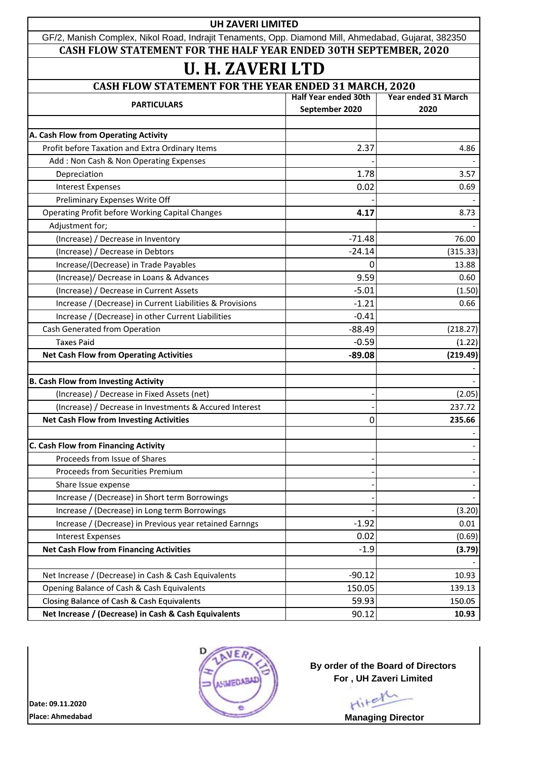**UH ZAVERI LIMITED**

GF/2, Manish Complex, Nikol Road, Indrajit Tenaments, Opp. Diamond Mill, Ahmedabad, Gujarat, 382350

**CASH FLOW STATEMENT FOR THE HALF YEAR ENDED 30TH SEPTEMBER, 2020**

# U. H. ZAVERI LTD

**CASH FLOW STATEMENT FOR THE YEAR ENDED 31 MARCH, 2020**

| PARTICULARS | Half Year ended 30th September 2020 | Year ended 31 March 2020 |
|---|---|---|
| | | |
| **A. Cash Flow from Operating Activity** | | |
| Profit before Taxation and Extra Ordinary Items | 2.37 | 4.86 |
| Add : Non Cash & Non Operating Expenses | - | - |
| Depreciation | 1.78 | 3.57 |
| Interest Expenses | 0.02 | 0.69 |
| Preliminary Expenses Write Off | - | - |
| Operating Profit before Working Capital Changes | **4.17** | 8.73 |
| Adjustment for; | | - |
| (Increase) / Decrease in Inventory | -71.48 | 76.00 |
| (Increase) / Decrease in Debtors | -24.14 | (315.33) |
| Increase/(Decrease) in Trade Payables | 0 | 13.88 |
| (Increase)/ Decrease in Loans & Advances | 9.59 | 0.60 |
| (Increase) / Decrease in Current Assets | -5.01 | (1.50) |
| Increase / (Decrease) in Current Liabilities & Provisions | -1.21 | 0.66 |
| Increase / (Decrease) in other Current Liabilities | -0.41 | |
| Cash Generated from Operation | -88.49 | (218.27) |
| Taxes Paid | -0.59 | (1.22) |
| **Net Cash Flow from Operating Activities** | **-89.08** | **(219.49)** |
| | | - |
| **B. Cash Flow from Investing Activity** | | - |
| (Increase) / Decrease in Fixed Assets (net) | - | (2.05) |
| (Increase) / Decrease in Investments & Accured Interest | - | 237.72 |
| **Net Cash Flow from Investing Activities** | 0 | **235.66** |
| | | - |
| **C. Cash Flow from Financing Activity** | | - |
| Proceeds from Issue of Shares | - | - |
| Proceeds from Securities Premium | - | - |
| Share Issue expense | - | - |
| Increase / (Decrease) in Short term Borrowings | - | - |
| Increase / (Decrease) in Long term Borrowings | - | (3.20) |
| Increase / (Decrease) in Previous year retained Earnngs | -1.92 | 0.01 |
| Interest Expenses | 0.02 | (0.69) |
| **Net Cash Flow from Financing Activities** | -1.9 | **(3.79)** |
| | | - |
| Net Increase / (Decrease) in Cash & Cash Equivalents | -90.12 | 10.93 |
| Opening Balance of Cash & Cash Equivalents | 150.05 | 139.13 |
| Closing Balance of Cash & Cash Equivalents | 59.93 | 150.05 |
| **Net Increase / (Decrease) in Cash & Cash Equivalents** | 90.12 | **10.93** |

**By order of the Board of Directors**
**For , UH Zaveri Limited**

**Managing Director**

**Date: 09.11.2020**
**Place: Ahmedabad**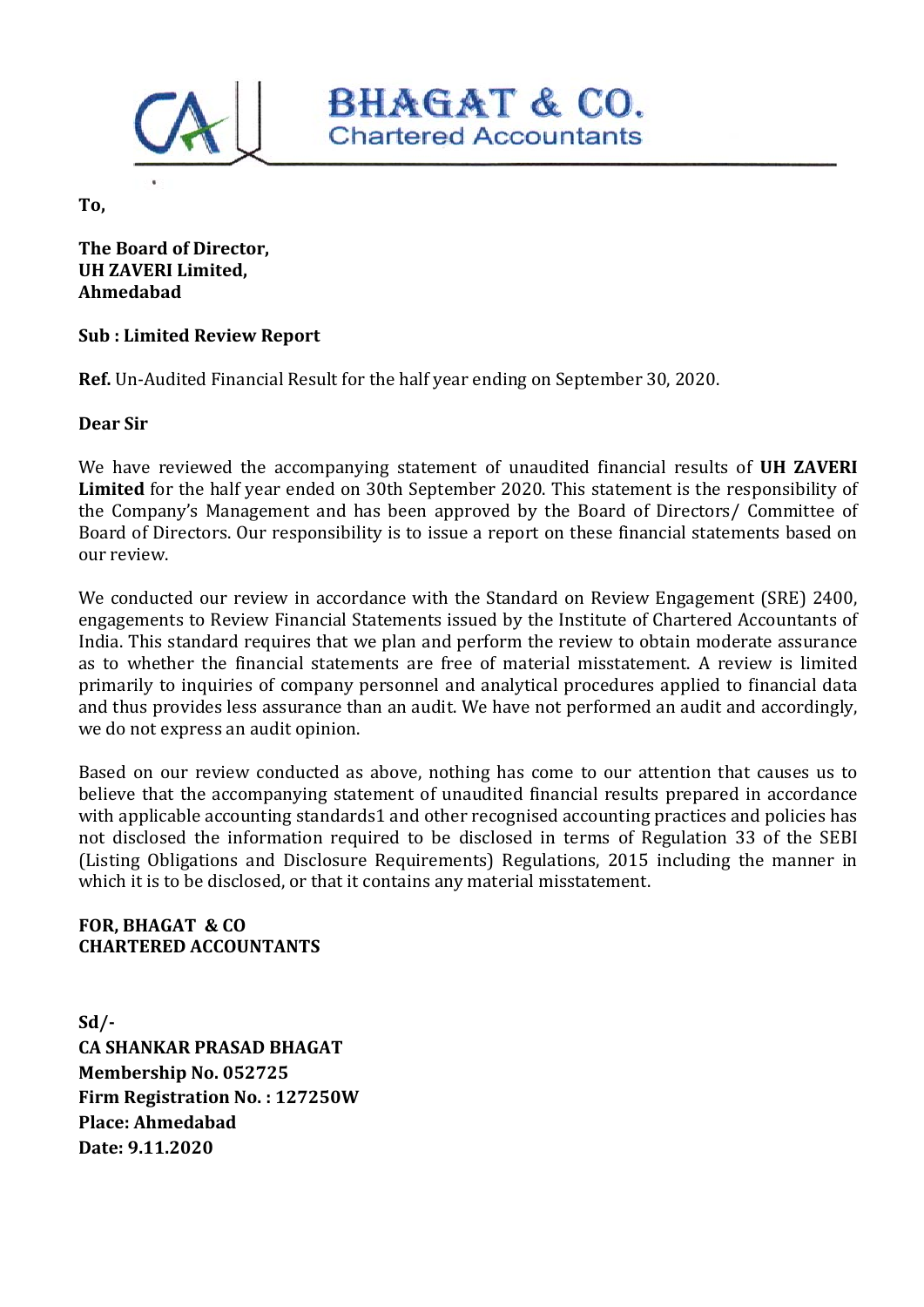**BHAGAT & CO.**
**Chartered Accountants**

**To,**

**The Board of Director,**
**UH ZAVERI Limited,**
**Ahmedabad**

**Sub : Limited Review Report**

**Ref.** Un-Audited Financial Result for the half year ending on September 30, 2020.

**Dear Sir**

We have reviewed the accompanying statement of unaudited financial results of **UH ZAVERI Limited** for the half year ended on 30th September 2020. This statement is the responsibility of the Company's Management and has been approved by the Board of Directors/ Committee of Board of Directors. Our responsibility is to issue a report on these financial statements based on our review.

We conducted our review in accordance with the Standard on Review Engagement (SRE) 2400, engagements to Review Financial Statements issued by the Institute of Chartered Accountants of India. This standard requires that we plan and perform the review to obtain moderate assurance as to whether the financial statements are free of material misstatement. A review is limited primarily to inquiries of company personnel and analytical procedures applied to financial data and thus provides less assurance than an audit. We have not performed an audit and accordingly, we do not express an audit opinion.

Based on our review conducted as above, nothing has come to our attention that causes us to believe that the accompanying statement of unaudited financial results prepared in accordance with applicable accounting standards1 and other recognised accounting practices and policies has not disclosed the information required to be disclosed in terms of Regulation 33 of the SEBI (Listing Obligations and Disclosure Requirements) Regulations, 2015 including the manner in which it is to be disclosed, or that it contains any material misstatement.

**FOR, BHAGAT & CO**
**CHARTERED ACCOUNTANTS**

**Sd/-**
**CA SHANKAR PRASAD BHAGAT**
**Membership No. 052725**
**Firm Registration No. : 127250W**
**Place: Ahmedabad**
**Date: 9.11.2020**